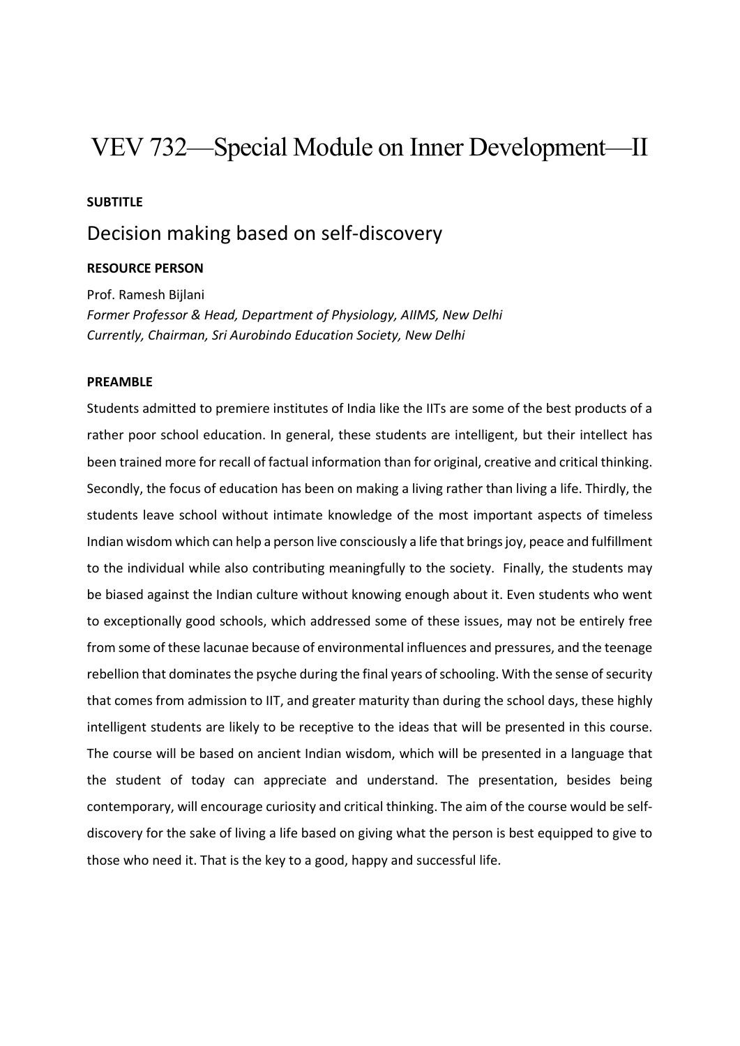# VEV 732—Special Module on Inner Development—II

**SUBTITLE**

## Decision making based on self-discovery

**RESOURCE PERSON**

Prof. Ramesh Bijlani
*Former Professor & Head, Department of Physiology, AIIMS, New Delhi*
*Currently, Chairman, Sri Aurobindo Education Society, New Delhi*

**PREAMBLE**

Students admitted to premiere institutes of India like the IITs are some of the best products of a rather poor school education. In general, these students are intelligent, but their intellect has been trained more for recall of factual information than for original, creative and critical thinking. Secondly, the focus of education has been on making a living rather than living a life. Thirdly, the students leave school without intimate knowledge of the most important aspects of timeless Indian wisdom which can help a person live consciously a life that brings joy, peace and fulfillment to the individual while also contributing meaningfully to the society. Finally, the students may be biased against the Indian culture without knowing enough about it. Even students who went to exceptionally good schools, which addressed some of these issues, may not be entirely free from some of these lacunae because of environmental influences and pressures, and the teenage rebellion that dominates the psyche during the final years of schooling. With the sense of security that comes from admission to IIT, and greater maturity than during the school days, these highly intelligent students are likely to be receptive to the ideas that will be presented in this course. The course will be based on ancient Indian wisdom, which will be presented in a language that the student of today can appreciate and understand. The presentation, besides being contemporary, will encourage curiosity and critical thinking. The aim of the course would be self-discovery for the sake of living a life based on giving what the person is best equipped to give to those who need it. That is the key to a good, happy and successful life.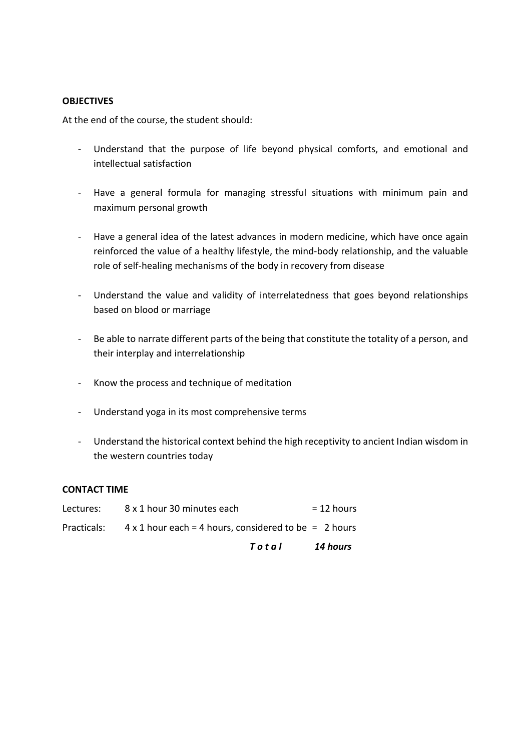**OBJECTIVES**

At the end of the course, the student should:

- Understand that the purpose of life beyond physical comforts, and emotional and intellectual satisfaction
- Have a general formula for managing stressful situations with minimum pain and maximum personal growth
- Have a general idea of the latest advances in modern medicine, which have once again reinforced the value of a healthy lifestyle, the mind-body relationship, and the valuable role of self-healing mechanisms of the body in recovery from disease
- Understand the value and validity of interrelatedness that goes beyond relationships based on blood or marriage
- Be able to narrate different parts of the being that constitute the totality of a person, and their interplay and interrelationship
- Know the process and technique of meditation
- Understand yoga in its most comprehensive terms
- Understand the historical context behind the high receptivity to ancient Indian wisdom in the western countries today

**CONTACT TIME**

| | | |
|---|---|---|
| Lectures: | 8 x 1 hour 30 minutes each | = 12 hours |
| Practicals: | 4 x 1 hour each = 4 hours, considered to be | = 2 hours |
| | ***T o t a l*** | ***14 hours*** |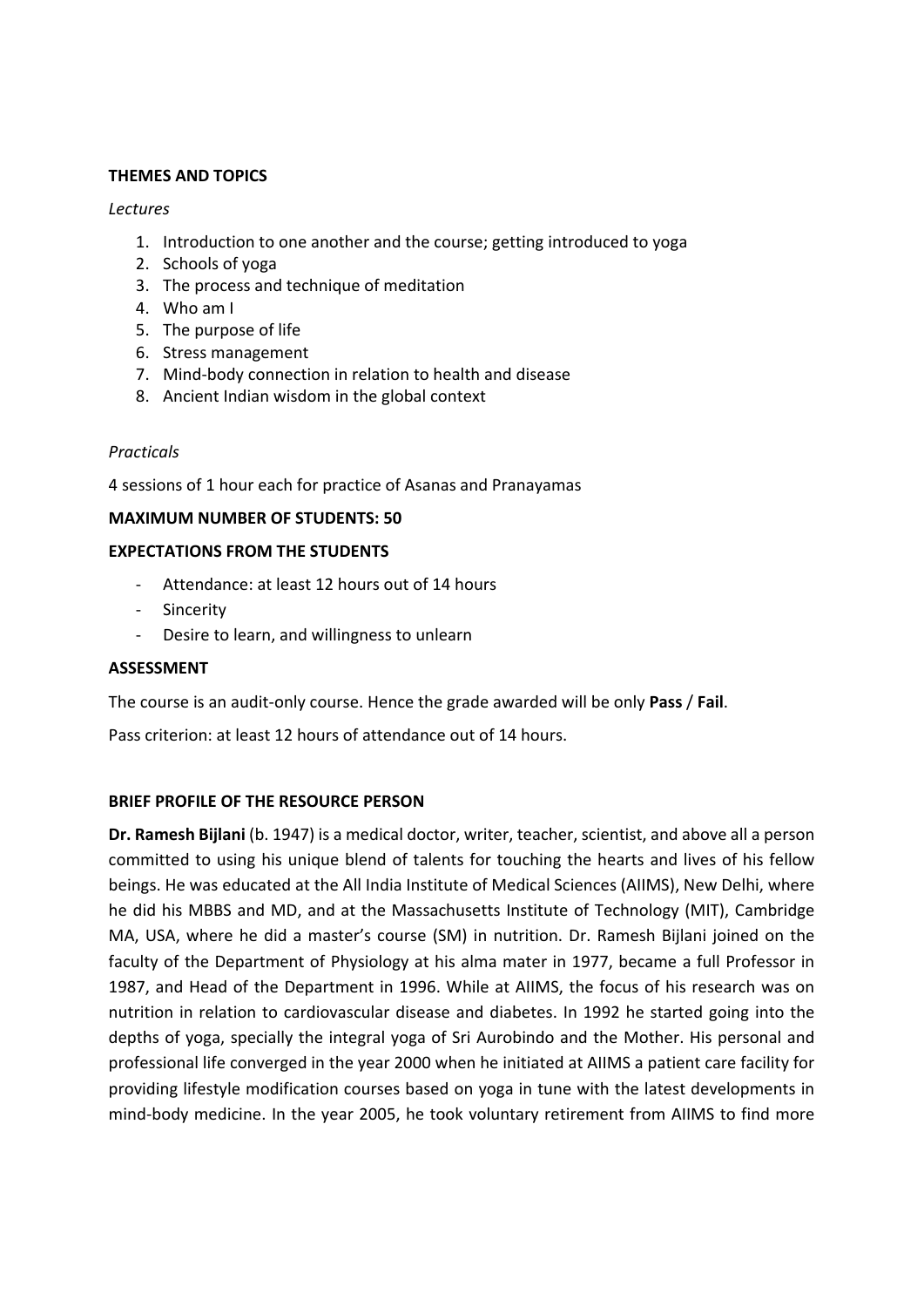**THEMES AND TOPICS**

*Lectures*

1. Introduction to one another and the course; getting introduced to yoga
2. Schools of yoga
3. The process and technique of meditation
4. Who am I
5. The purpose of life
6. Stress management
7. Mind-body connection in relation to health and disease
8. Ancient Indian wisdom in the global context

*Practicals*

4 sessions of 1 hour each for practice of Asanas and Pranayamas

**MAXIMUM NUMBER OF STUDENTS: 50**

**EXPECTATIONS FROM THE STUDENTS**

- Attendance: at least 12 hours out of 14 hours
- Sincerity
- Desire to learn, and willingness to unlearn

**ASSESSMENT**

The course is an audit-only course. Hence the grade awarded will be only **Pass** / **Fail**.

Pass criterion: at least 12 hours of attendance out of 14 hours.

**BRIEF PROFILE OF THE RESOURCE PERSON**

**Dr. Ramesh Bijlani** (b. 1947) is a medical doctor, writer, teacher, scientist, and above all a person committed to using his unique blend of talents for touching the hearts and lives of his fellow beings. He was educated at the All India Institute of Medical Sciences (AIIMS), New Delhi, where he did his MBBS and MD, and at the Massachusetts Institute of Technology (MIT), Cambridge MA, USA, where he did a master's course (SM) in nutrition. Dr. Ramesh Bijlani joined on the faculty of the Department of Physiology at his alma mater in 1977, became a full Professor in 1987, and Head of the Department in 1996. While at AIIMS, the focus of his research was on nutrition in relation to cardiovascular disease and diabetes. In 1992 he started going into the depths of yoga, specially the integral yoga of Sri Aurobindo and the Mother. His personal and professional life converged in the year 2000 when he initiated at AIIMS a patient care facility for providing lifestyle modification courses based on yoga in tune with the latest developments in mind-body medicine. In the year 2005, he took voluntary retirement from AIIMS to find more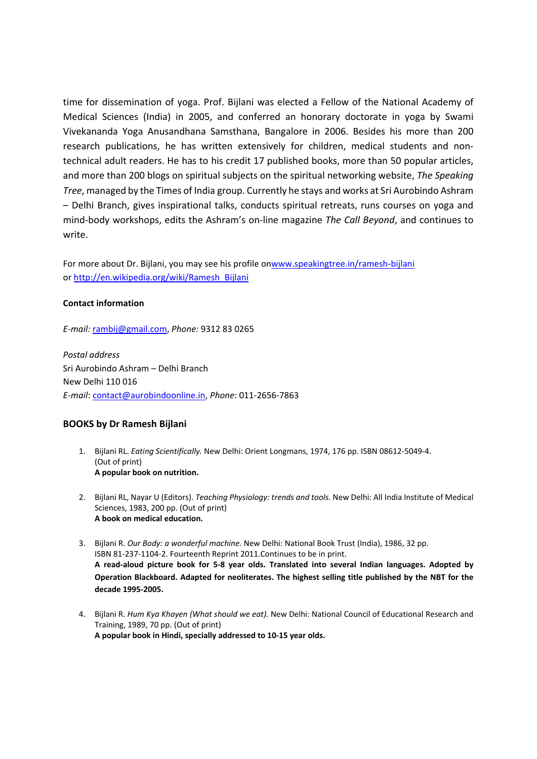time for dissemination of yoga. Prof. Bijlani was elected a Fellow of the National Academy of Medical Sciences (India) in 2005, and conferred an honorary doctorate in yoga by Swami Vivekananda Yoga Anusandhana Samsthana, Bangalore in 2006. Besides his more than 200 research publications, he has written extensively for children, medical students and non-technical adult readers. He has to his credit 17 published books, more than 50 popular articles, and more than 200 blogs on spiritual subjects on the spiritual networking website, *The Speaking Tree*, managed by the Times of India group. Currently he stays and works at Sri Aurobindo Ashram – Delhi Branch, gives inspirational talks, conducts spiritual retreats, runs courses on yoga and mind-body workshops, edits the Ashram's on-line magazine *The Call Beyond*, and continues to write.

For more about Dr. Bijlani, you may see his profile on[www.speakingtree.in/ramesh-bijlani](www.speakingtree.in/ramesh-bijlani) or [http://en.wikipedia.org/wiki/Ramesh_Bijlani](http://en.wikipedia.org/wiki/Ramesh_Bijlani)

**Contact information**

*E-mail:* rambij@gmail.com, *Phone:* 9312 83 0265

*Postal address*
Sri Aurobindo Ashram – Delhi Branch
New Delhi 110 016
*E-mail*: contact@aurobindoonline.in, *Phone*: 011-2656-7863

## BOOKS by Dr Ramesh Bijlani

1. Bijlani RL. *Eating Scientifically.* New Delhi: Orient Longmans, 1974, 176 pp. ISBN 08612-5049-4. (Out of print)
   **A popular book on nutrition.**

2. Bijlani RL, Nayar U (Editors). *Teaching Physiology: trends and tools.* New Delhi: All India Institute of Medical Sciences, 1983, 200 pp. (Out of print)
   **A book on medical education.**

3. Bijlani R. *Our Body: a wonderful machine.* New Delhi: National Book Trust (India), 1986, 32 pp. ISBN 81-237-1104-2. Fourteenth Reprint 2011.Continues to be in print.
   **A read-aloud picture book for 5-8 year olds. Translated into several Indian languages. Adopted by Operation Blackboard. Adapted for neoliterates. The highest selling title published by the NBT for the decade 1995-2005.**

4. Bijlani R. *Hum Kya Khayen (What should we eat).* New Delhi: National Council of Educational Research and Training, 1989, 70 pp. (Out of print)
   **A popular book in Hindi, specially addressed to 10-15 year olds.**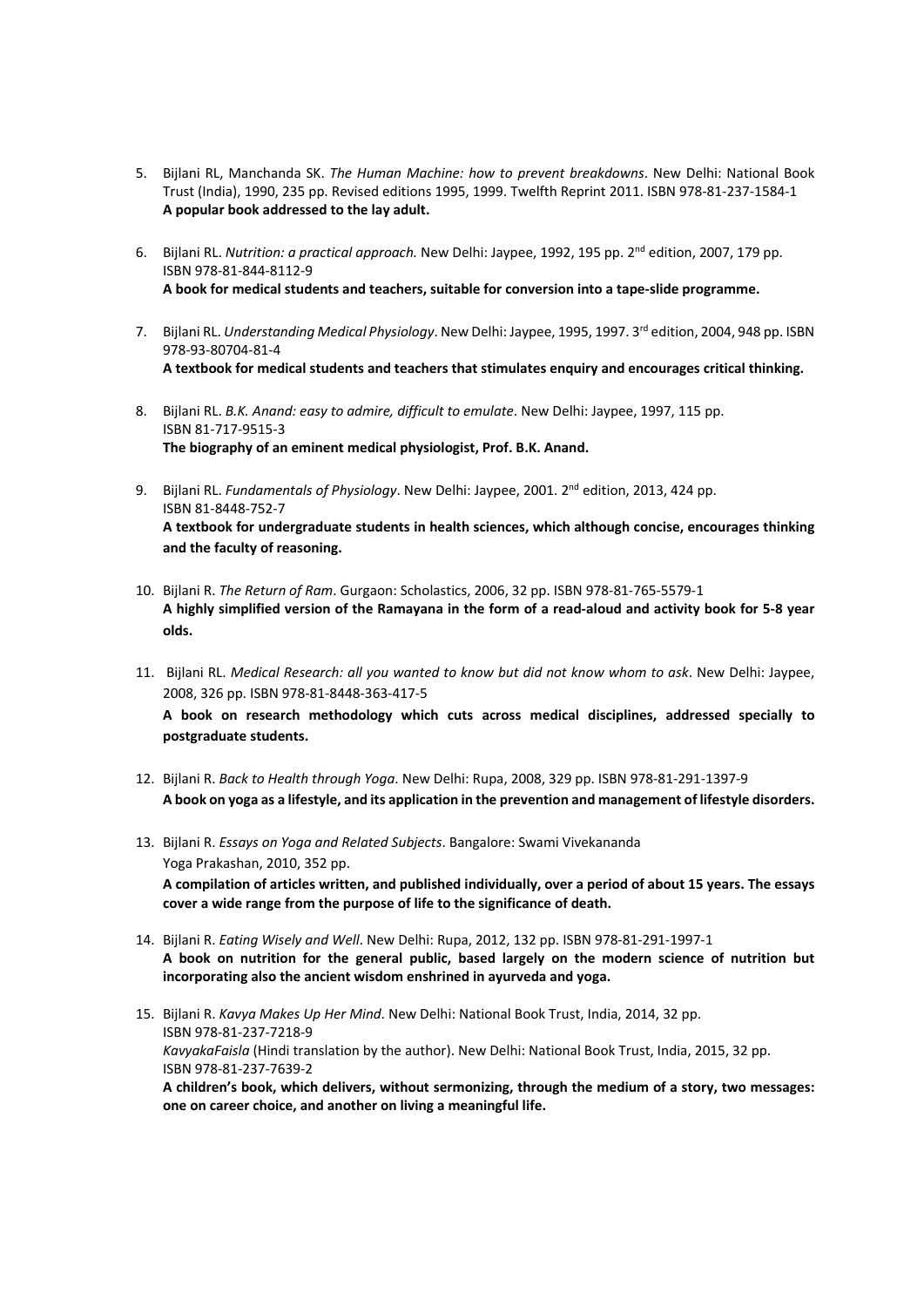5. Bijlani RL, Manchanda SK. *The Human Machine: how to prevent breakdowns*. New Delhi: National Book Trust (India), 1990, 235 pp. Revised editions 1995, 1999. Twelfth Reprint 2011. ISBN 978-81-237-1584-1
   **A popular book addressed to the lay adult.**

6. Bijlani RL. *Nutrition: a practical approach.* New Delhi: Jaypee, 1992, 195 pp. 2nd edition, 2007, 179 pp. ISBN 978-81-844-8112-9
   **A book for medical students and teachers, suitable for conversion into a tape-slide programme.**

7. Bijlani RL. *Understanding Medical Physiology*. New Delhi: Jaypee, 1995, 1997. 3rd edition, 2004, 948 pp. ISBN 978-93-80704-81-4
   **A textbook for medical students and teachers that stimulates enquiry and encourages critical thinking.**

8. Bijlani RL. *B.K. Anand: easy to admire, difficult to emulate*. New Delhi: Jaypee, 1997, 115 pp. ISBN 81-717-9515-3
   **The biography of an eminent medical physiologist, Prof. B.K. Anand.**

9. Bijlani RL. *Fundamentals of Physiology*. New Delhi: Jaypee, 2001. 2nd edition, 2013, 424 pp. ISBN 81-8448-752-7
   **A textbook for undergraduate students in health sciences, which although concise, encourages thinking and the faculty of reasoning.**

10. Bijlani R. *The Return of Ram*. Gurgaon: Scholastics, 2006, 32 pp. ISBN 978-81-765-5579-1
    **A highly simplified version of the Ramayana in the form of a read-aloud and activity book for 5-8 year olds.**

11. Bijlani RL. *Medical Research: all you wanted to know but did not know whom to ask*. New Delhi: Jaypee, 2008, 326 pp. ISBN 978-81-8448-363-417-5
    **A book on research methodology which cuts across medical disciplines, addressed specially to postgraduate students.**

12. Bijlani R. *Back to Health through Yoga*. New Delhi: Rupa, 2008, 329 pp. ISBN 978-81-291-1397-9
    **A book on yoga as a lifestyle, and its application in the prevention and management of lifestyle disorders.**

13. Bijlani R. *Essays on Yoga and Related Subjects*. Bangalore: Swami Vivekananda Yoga Prakashan, 2010, 352 pp.
    **A compilation of articles written, and published individually, over a period of about 15 years. The essays cover a wide range from the purpose of life to the significance of death.**

14. Bijlani R. *Eating Wisely and Well*. New Delhi: Rupa, 2012, 132 pp. ISBN 978-81-291-1997-1
    **A book on nutrition for the general public, based largely on the modern science of nutrition but incorporating also the ancient wisdom enshrined in ayurveda and yoga.**

15. Bijlani R. *Kavya Makes Up Her Mind*. New Delhi: National Book Trust, India, 2014, 32 pp. ISBN 978-81-237-7218-9
    *KavyakaFaisla* (Hindi translation by the author). New Delhi: National Book Trust, India, 2015, 32 pp. ISBN 978-81-237-7639-2
    **A children's book, which delivers, without sermonizing, through the medium of a story, two messages: one on career choice, and another on living a meaningful life.**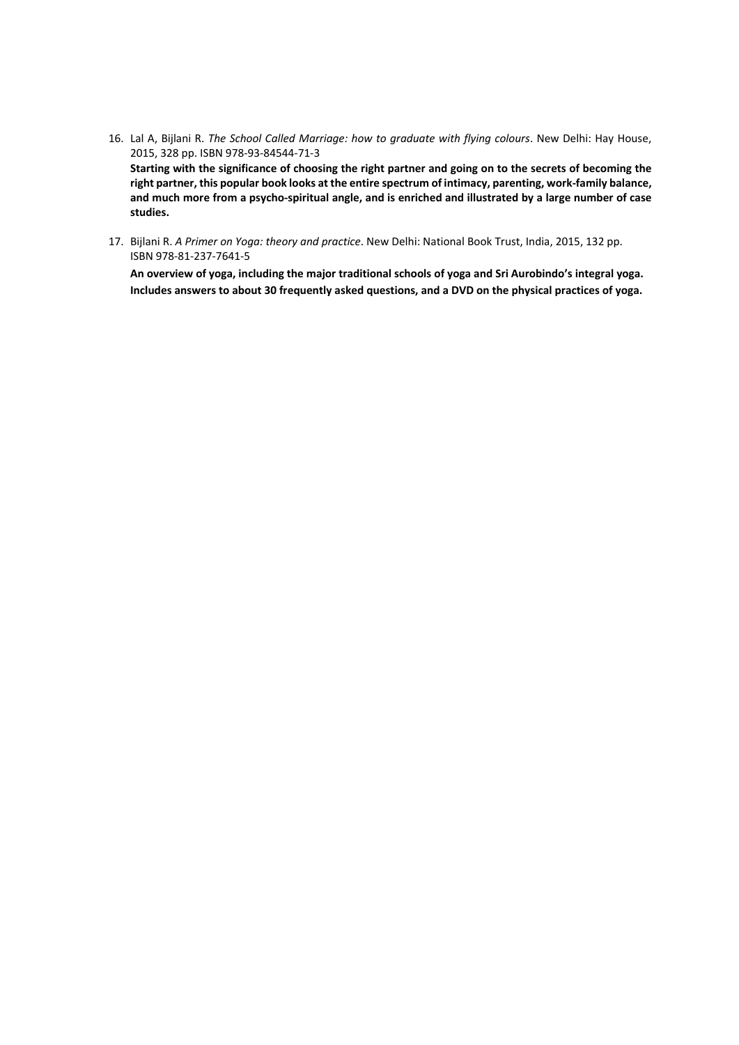16. Lal A, Bijlani R. *The School Called Marriage: how to graduate with flying colours*. New Delhi: Hay House, 2015, 328 pp. ISBN 978-93-84544-71-3
    **Starting with the significance of choosing the right partner and going on to the secrets of becoming the right partner, this popular book looks at the entire spectrum of intimacy, parenting, work-family balance, and much more from a psycho-spiritual angle, and is enriched and illustrated by a large number of case studies.**

17. Bijlani R. *A Primer on Yoga: theory and practice*. New Delhi: National Book Trust, India, 2015, 132 pp. ISBN 978-81-237-7641-5

    **An overview of yoga, including the major traditional schools of yoga and Sri Aurobindo's integral yoga. Includes answers to about 30 frequently asked questions, and a DVD on the physical practices of yoga.**